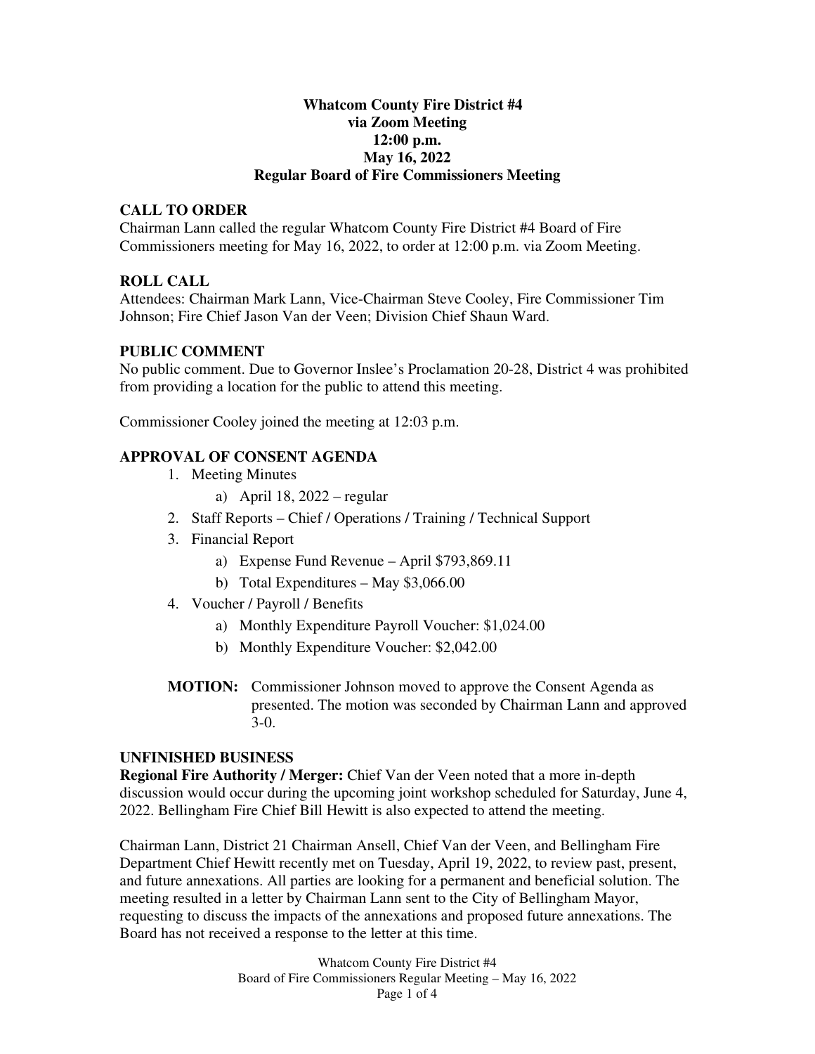# Whatcom County Fire District #4
## via Zoom Meeting
## 12:00 p.m.
## May 16, 2022
## Regular Board of Fire Commissioners Meeting

### CALL TO ORDER

Chairman Lann called the regular Whatcom County Fire District #4 Board of Fire Commissioners meeting for May 16, 2022, to order at 12:00 p.m. via Zoom Meeting.

### ROLL CALL

Attendees: Chairman Mark Lann, Vice-Chairman Steve Cooley, Fire Commissioner Tim Johnson; Fire Chief Jason Van der Veen; Division Chief Shaun Ward.

### PUBLIC COMMENT

No public comment. Due to Governor Inslee's Proclamation 20-28, District 4 was prohibited from providing a location for the public to attend this meeting.

Commissioner Cooley joined the meeting at 12:03 p.m.

### APPROVAL OF CONSENT AGENDA

1. Meeting Minutes
   a) April 18, 2022 – regular
2. Staff Reports – Chief / Operations / Training / Technical Support
3. Financial Report
   a) Expense Fund Revenue – April $793,869.11
   b) Total Expenditures – May $3,066.00
4. Voucher / Payroll / Benefits
   a) Monthly Expenditure Payroll Voucher: $1,024.00
   b) Monthly Expenditure Voucher: $2,042.00

**MOTION:** Commissioner Johnson moved to approve the Consent Agenda as presented. The motion was seconded by Chairman Lann and approved 3-0.

### UNFINISHED BUSINESS

**Regional Fire Authority / Merger:** Chief Van der Veen noted that a more in-depth discussion would occur during the upcoming joint workshop scheduled for Saturday, June 4, 2022. Bellingham Fire Chief Bill Hewitt is also expected to attend the meeting.

Chairman Lann, District 21 Chairman Ansell, Chief Van der Veen, and Bellingham Fire Department Chief Hewitt recently met on Tuesday, April 19, 2022, to review past, present, and future annexations. All parties are looking for a permanent and beneficial solution. The meeting resulted in a letter by Chairman Lann sent to the City of Bellingham Mayor, requesting to discuss the impacts of the annexations and proposed future annexations. The Board has not received a response to the letter at this time.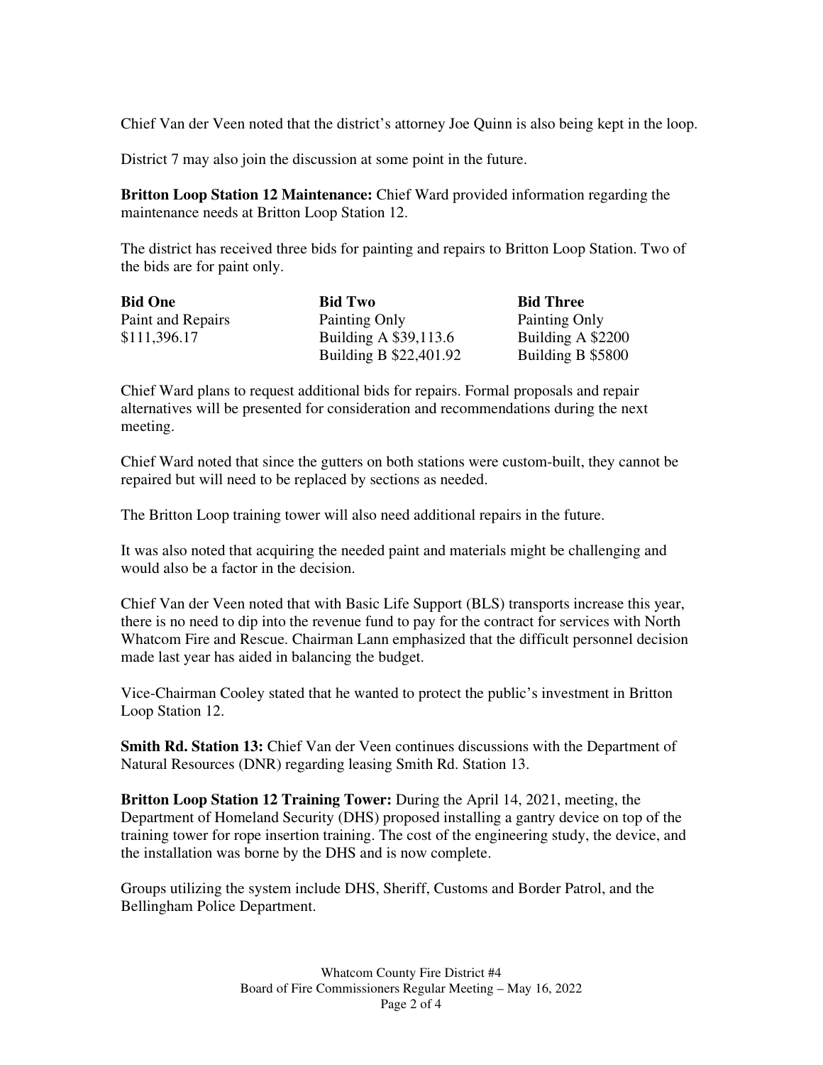Chief Van der Veen noted that the district's attorney Joe Quinn is also being kept in the loop.

District 7 may also join the discussion at some point in the future.

**Britton Loop Station 12 Maintenance:** Chief Ward provided information regarding the maintenance needs at Britton Loop Station 12.

The district has received three bids for painting and repairs to Britton Loop Station. Two of the bids are for paint only.

| **Bid One** | **Bid Two** | **Bid Three** |
|---|---|---|
| Paint and Repairs | Painting Only | Painting Only |
| $111,396.17 | Building A $39,113.6 | Building A $2200 |
| | Building B $22,401.92 | Building B $5800 |

Chief Ward plans to request additional bids for repairs. Formal proposals and repair alternatives will be presented for consideration and recommendations during the next meeting.

Chief Ward noted that since the gutters on both stations were custom-built, they cannot be repaired but will need to be replaced by sections as needed.

The Britton Loop training tower will also need additional repairs in the future.

It was also noted that acquiring the needed paint and materials might be challenging and would also be a factor in the decision.

Chief Van der Veen noted that with Basic Life Support (BLS) transports increase this year, there is no need to dip into the revenue fund to pay for the contract for services with North Whatcom Fire and Rescue. Chairman Lann emphasized that the difficult personnel decision made last year has aided in balancing the budget.

Vice-Chairman Cooley stated that he wanted to protect the public's investment in Britton Loop Station 12.

**Smith Rd. Station 13:** Chief Van der Veen continues discussions with the Department of Natural Resources (DNR) regarding leasing Smith Rd. Station 13.

**Britton Loop Station 12 Training Tower:** During the April 14, 2021, meeting, the Department of Homeland Security (DHS) proposed installing a gantry device on top of the training tower for rope insertion training. The cost of the engineering study, the device, and the installation was borne by the DHS and is now complete.

Groups utilizing the system include DHS, Sheriff, Customs and Border Patrol, and the Bellingham Police Department.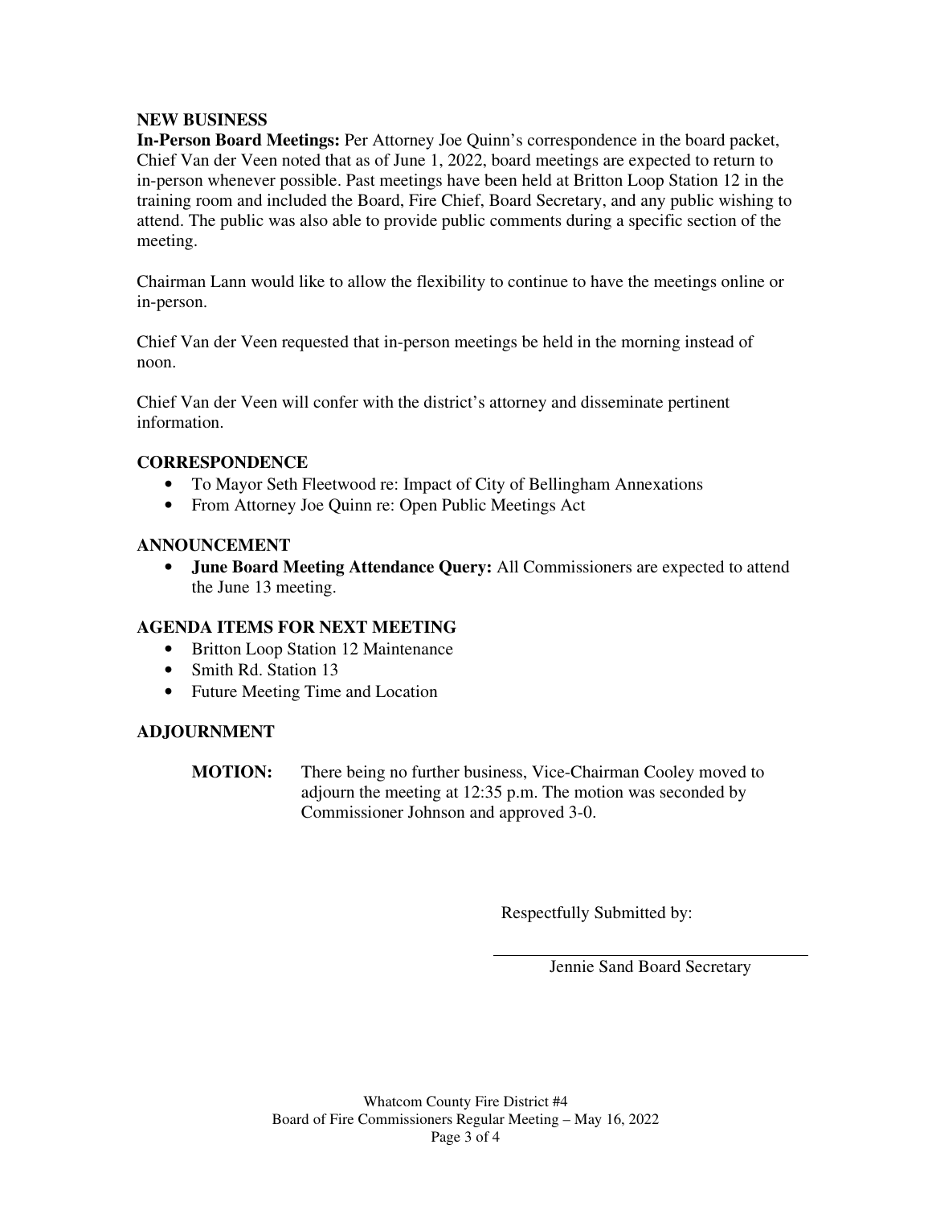## NEW BUSINESS

**In-Person Board Meetings:** Per Attorney Joe Quinn's correspondence in the board packet, Chief Van der Veen noted that as of June 1, 2022, board meetings are expected to return to in-person whenever possible. Past meetings have been held at Britton Loop Station 12 in the training room and included the Board, Fire Chief, Board Secretary, and any public wishing to attend. The public was also able to provide public comments during a specific section of the meeting.

Chairman Lann would like to allow the flexibility to continue to have the meetings online or in-person.

Chief Van der Veen requested that in-person meetings be held in the morning instead of noon.

Chief Van der Veen will confer with the district's attorney and disseminate pertinent information.

## CORRESPONDENCE

- To Mayor Seth Fleetwood re: Impact of City of Bellingham Annexations
- From Attorney Joe Quinn re: Open Public Meetings Act

## ANNOUNCEMENT

- **June Board Meeting Attendance Query:** All Commissioners are expected to attend the June 13 meeting.

## AGENDA ITEMS FOR NEXT MEETING

- Britton Loop Station 12 Maintenance
- Smith Rd. Station 13
- Future Meeting Time and Location

## ADJOURNMENT

**MOTION:** There being no further business, Vice-Chairman Cooley moved to adjourn the meeting at 12:35 p.m. The motion was seconded by Commissioner Johnson and approved 3-0.

Respectfully Submitted by:

\_\_\_\_\_\_\_\_\_\_\_\_\_\_\_\_\_\_\_\_\_\_\_\_\_\_\_\_\_\_

Jennie Sand Board Secretary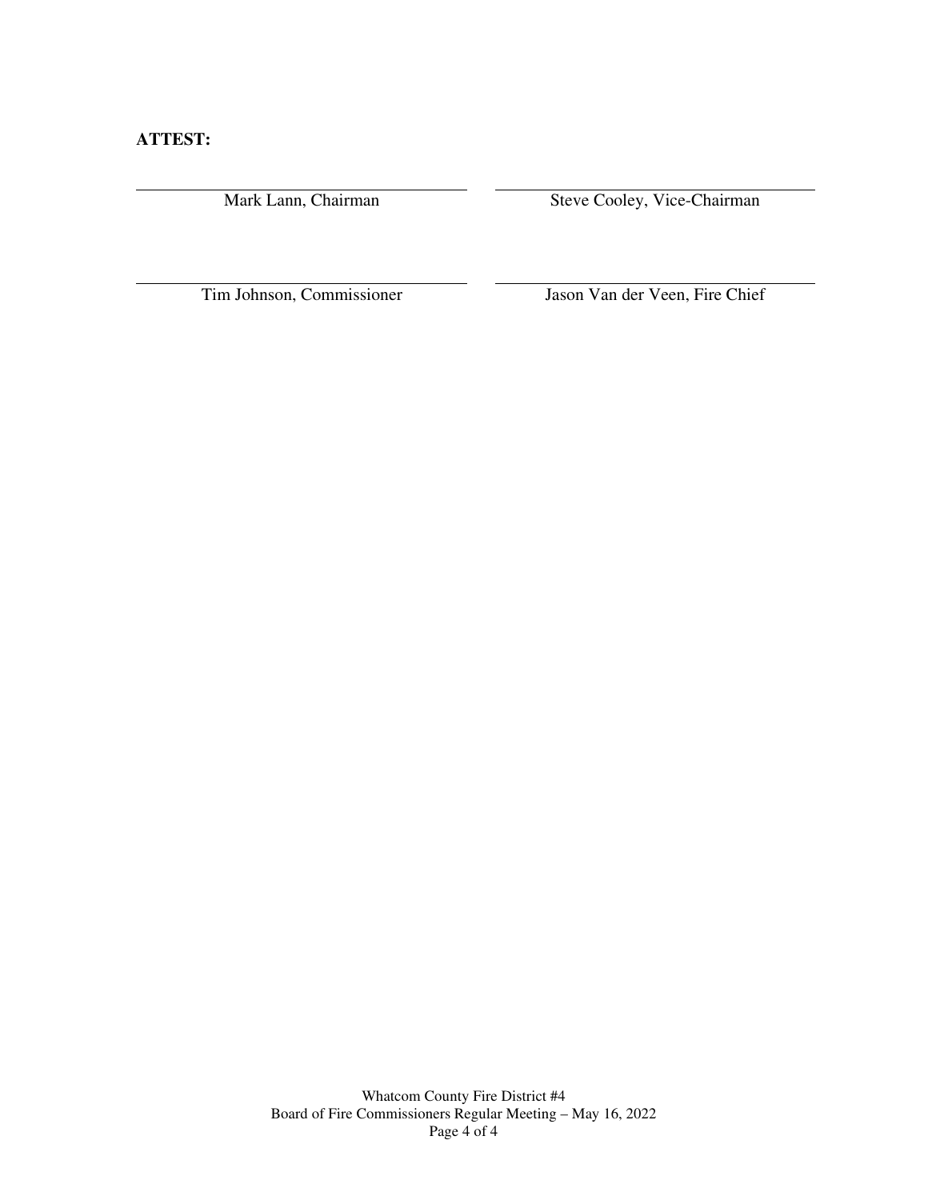**ATTEST:**

| | |
|---|---|
| Mark Lann, Chairman | Steve Cooley, Vice-Chairman |
| Tim Johnson, Commissioner | Jason Van der Veen, Fire Chief |